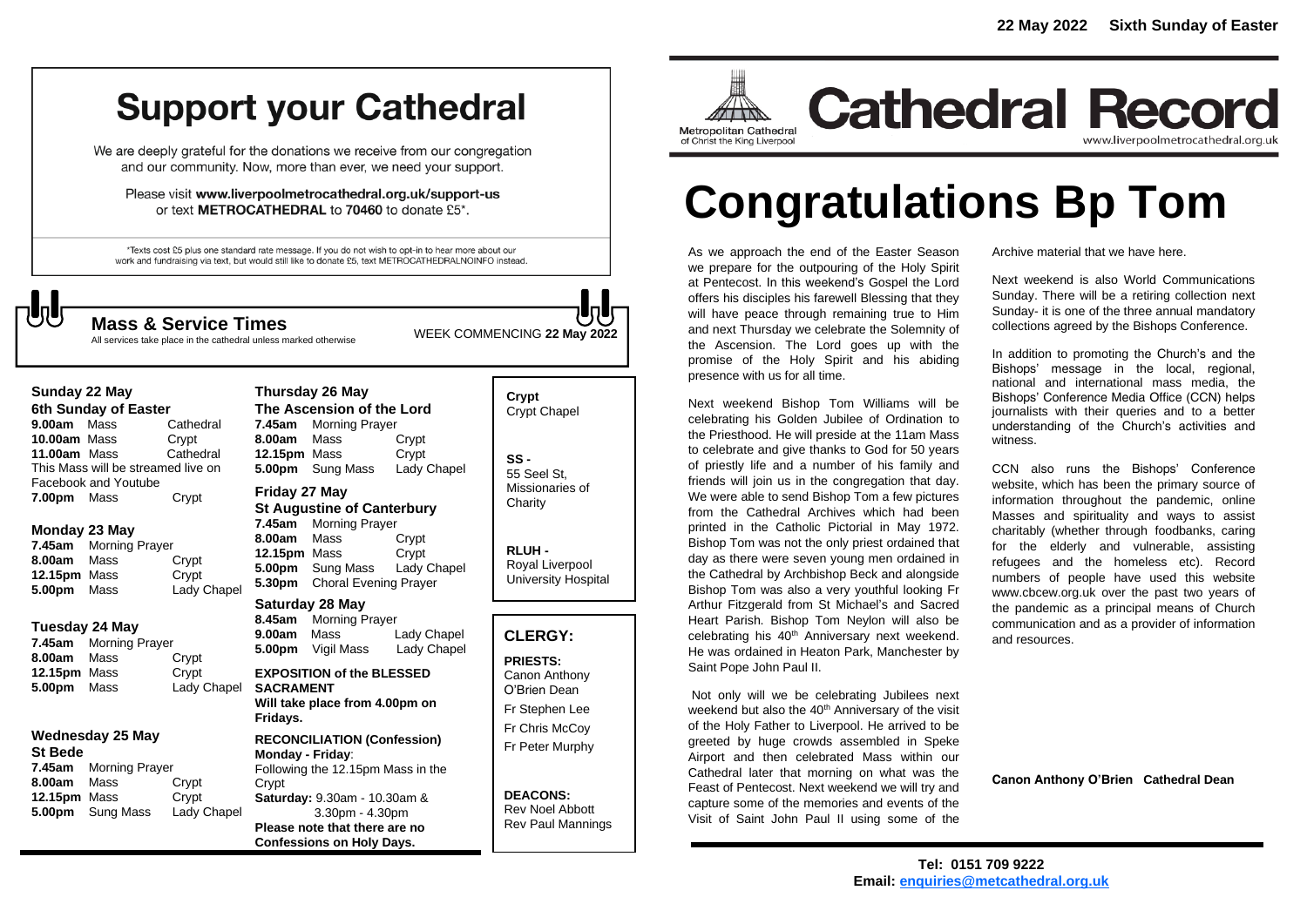22 May 2022 Sixth Sunday of Easter

# Support your Cathedral

We are deeply grateful for the donations we receive from our congregation and our community. Now, more than ever, we need your support.

Please visit **www.liverpoolmetrocathedral.org.uk/support-us** or text **METROCATHEDRAL** to **70460** to donate £5*.

*Texts cost £5 plus one standard rate message. If you do not wish to opt-in to hear more about our work and fundraising via text, but would still like to donate £5, text METROCATHEDRALNOINFO instead.

## Mass & Service Times

All services take place in the cathedral unless marked otherwise

WEEK COMMENCING **22 May 2022**

### Sunday 22 May
**6th Sunday of Easter**

| | | |
|---|---|---|
| **9.00am** | Mass | Cathedral |
| **10.00am** | Mass | Crypt |
| **11.00am** | Mass | Cathedral |

This Mass will be streamed live on Facebook and Youtube

| | | |
|---|---|---|
| **7.00pm** | Mass | Crypt |

### Monday 23 May

| | | |
|---|---|---|
| **7.45am** | Morning Prayer | |
| **8.00am** | Mass | Crypt |
| **12.15pm** | Mass | Crypt |
| **5.00pm** | Mass | Lady Chapel |

### Tuesday 24 May

| | | |
|---|---|---|
| **7.45am** | Morning Prayer | |
| **8.00am** | Mass | Crypt |
| **12.15pm** | Mass | Crypt |
| **5.00pm** | Mass | Lady Chapel |

### Wednesday 25 May
**St Bede**

| | | |
|---|---|---|
| **7.45am** | Morning Prayer | |
| **8.00am** | Mass | Crypt |
| **12.15pm** | Mass | Crypt |
| **5.00pm** | Sung Mass | Lady Chapel |

### Thursday 26 May
**The Ascension of the Lord**

| | | |
|---|---|---|
| **7.45am** | Morning Prayer | |
| **8.00am** | Mass | Crypt |
| **12.15pm** | Mass | Crypt |
| **5.00pm** | Sung Mass | Lady Chapel |

### Friday 27 May
**St Augustine of Canterbury**

| | | |
|---|---|---|
| **7.45am** | Morning Prayer | |
| **8.00am** | Mass | Crypt |
| **12.15pm** | Mass | Crypt |
| **5.00pm** | Sung Mass | Lady Chapel |
| **5.30pm** | Choral Evening Prayer | |

### Saturday 28 May

| | | |
|---|---|---|
| **8.45am** | Morning Prayer | |
| **9.00am** | Mass | Lady Chapel |
| **5.00pm** | Vigil Mass | Lady Chapel |

**EXPOSITION of the BLESSED SACRAMENT**
**Will take place from 4.00pm on Fridays.**

**RECONCILIATION (Confession)**
**Monday - Friday**: Following the 12.15pm Mass in the Crypt
**Saturday:** 9.30am - 10.30am & 3.30pm - 4.30pm
**Please note that there are no Confessions on Holy Days.**

**Crypt**
Crypt Chapel

**SS -**
55 Seel St, Missionaries of Charity

**RLUH -**
Royal Liverpool University Hospital

## CLERGY:

**PRIESTS:**
Canon Anthony O'Brien Dean
Fr Stephen Lee
Fr Chris McCoy
Fr Peter Murphy

**DEACONS:**
Rev Noel Abbott
Rev Paul Mannings

# Cathedral Record

Metropolitan Cathedral of Christ the King Liverpool
www.liverpoolmetrocathedral.org.uk

# Congratulations Bp Tom

As we approach the end of the Easter Season we prepare for the outpouring of the Holy Spirit at Pentecost. In this weekend's Gospel the Lord offers his disciples his farewell Blessing that they will have peace through remaining true to Him and next Thursday we celebrate the Solemnity of the Ascension. The Lord goes up with the promise of the Holy Spirit and his abiding presence with us for all time.

Next weekend Bishop Tom Williams will be celebrating his Golden Jubilee of Ordination to the Priesthood. He will preside at the 11am Mass to celebrate and give thanks to God for 50 years of priestly life and a number of his family and friends will join us in the congregation that day. We were able to send Bishop Tom a few pictures from the Cathedral Archives which had been printed in the Catholic Pictorial in May 1972. Bishop Tom was not the only priest ordained that day as there were seven young men ordained in the Cathedral by Archbishop Beck and alongside Bishop Tom was also a very youthful looking Fr Arthur Fitzgerald from St Michael's and Sacred Heart Parish. Bishop Tom Neylon will also be celebrating his 40th Anniversary next weekend. He was ordained in Heaton Park, Manchester by Saint Pope John Paul II.

Not only will we be celebrating Jubilees next weekend but also the 40th Anniversary of the visit of the Holy Father to Liverpool. He arrived to be greeted by huge crowds assembled in Speke Airport and then celebrated Mass within our Cathedral later that morning on what was the Feast of Pentecost. Next weekend we will try and capture some of the memories and events of the Visit of Saint John Paul II using some of the Archive material that we have here.

Next weekend is also World Communications Sunday. There will be a retiring collection next Sunday- it is one of the three annual mandatory collections agreed by the Bishops Conference.

In addition to promoting the Church's and the Bishops' message in the local, regional, national and international mass media, the Bishops' Conference Media Office (CCN) helps journalists with their queries and to a better understanding of the Church's activities and witness.

CCN also runs the Bishops' Conference website, which has been the primary source of information throughout the pandemic, online Masses and spirituality and ways to assist charitably (whether through foodbanks, caring for the elderly and vulnerable, assisting refugees and the homeless etc). Record numbers of people have used this website www.cbcew.org.uk over the past two years of the pandemic as a principal means of Church communication and as a provider of information and resources.

**Canon Anthony O'Brien Cathedral Dean**

**Tel: 0151 709 9222**
**Email: enquiries@metcathedral.org.uk**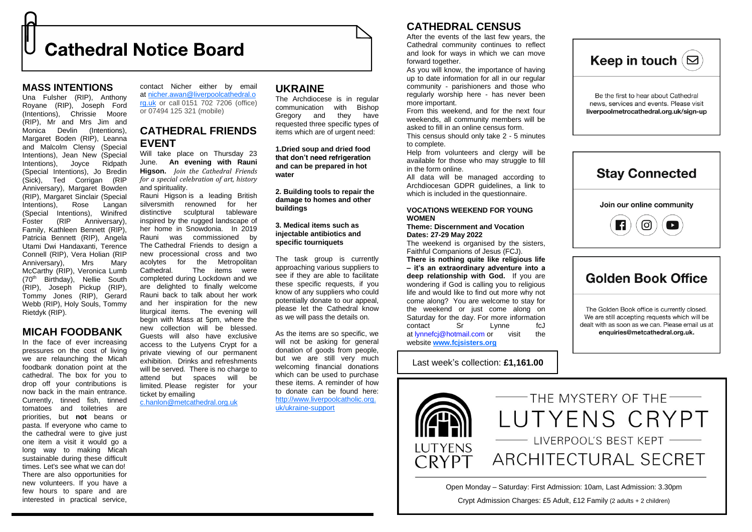# Cathedral Notice Board

## MASS INTENTIONS

Una Fulsher (RIP), Anthony Royane (RIP), Joseph Ford (Intentions), Chrissie Moore (RIP), Mr and Mrs Jim and Monica Devlin (Intentions), Margaret Boden (RIP), Leanna and Malcolm Clensy (Special Intentions), Jean New (Special Intentions), Joyce Ridpath (Special Intentions), Jo Bredin (Sick), Ted Corrigan (RIP Anniversary), Margaret Bowden (RIP), Margaret Sinclair (Special Intentions), Rose Langan (Special Intentions), Winifred Foster (RIP Anniversary), Family, Kathleen Bennett (RIP), Patricia Bennett (RIP), Angela Utami Dwi Handaxanti, Terence Connell (RIP), Vera Holian (RIP Anniversary), Mrs Mary McCarthy (RIP), Veronica Lumb (70th Birthday), Nellie South (RIP), Joseph Pickup (RIP), Tommy Jones (RIP), Gerard Webb (RIP), Holy Souls, Tommy Rietdyk (RIP).

## MICAH FOODBANK

In the face of ever increasing pressures on the cost of living we are relaunching the Micah foodbank donation point at the cathedral. The box for you to drop off your contributions is now back in the main entrance. Currently, tinned fish, tinned tomatoes and toiletries are priorities, but **not** beans or pasta. If everyone who came to the cathedral were to give just one item a visit it would go a long way to making Micah sustainable during these difficult times. Let's see what we can do! There are also opportunities for new volunteers. If you have a few hours to spare and are interested in practical service, contact Nicher either by email at nicher.awan@liverpoolcathedral.org.uk or call 0151 702 7206 (office) or 07494 125 321 (mobile)

## CATHEDRAL FRIENDS EVENT

Will take place on Thursday 23 June. **An evening with Rauni Higson.** *Join the Cathedral Friends for a special celebration of art, history* and spirituality.

Rauni Higson is a leading British silversmith renowned for her distinctive sculptural tableware inspired by the rugged landscape of her home in Snowdonia. In 2019 Rauni was commissioned by The Cathedral Friends to design a new processional cross and two acolytes for the Metropolitan Cathedral. The items were completed during Lockdown and we are delighted to finally welcome Rauni back to talk about her work and her inspiration for the new liturgical items. The evening will begin with Mass at 5pm, where the new collection will be blessed. Guests will also have exclusive access to the Lutyens Crypt for a private viewing of our permanent exhibition. Drinks and refreshments will be served. There is no charge to attend but spaces will be limited. Please register for your ticket by emailing c.hanlon@metcathedral.org.uk

## UKRAINE

The Archdiocese is in regular communication with Bishop Gregory and they have requested three specific types of items which are of urgent need:

**1.Dried soup and dried food that don't need refrigeration and can be prepared in hot water**

**2. Building tools to repair the damage to homes and other buildings**

**3. Medical items such as injectable antibiotics and specific tourniquets**

The task group is currently approaching various suppliers to see if they are able to facilitate these specific requests, if you know of any suppliers who could potentially donate to our appeal, please let the Cathedral know as we will pass the details on.

As the items are so specific, we will not be asking for general donation of goods from people, but we are still very much welcoming financial donations which can be used to purchase these items. A reminder of how to donate can be found here: http://www.liverpoolcatholic.org.uk/ukraine-support

## CATHEDRAL CENSUS

After the events of the last few years, the Cathedral community continues to reflect and look for ways in which we can move forward together.

As you will know, the importance of having up to date information for all in our regular community - parishioners and those who regularly worship here - has never been more important.

From this weekend, and for the next four weekends, all community members will be asked to fill in an online census form.

This census should only take 2 - 5 minutes to complete.

Help from volunteers and clergy will be available for those who may struggle to fill in the form online.

All data will be managed according to Archdiocesan GDPR guidelines, a link to which is included in the questionnaire.

**VOCATIONS WEEKEND FOR YOUNG WOMEN**
**Theme: Discernment and Vocation**
**Dates: 27-29 May 2022**

The weekend is organised by the sisters, Faithful Companions of Jesus (FCJ).

**There is nothing quite like religious life – it's an extraordinary adventure into a deep relationship with God.** If you are wondering if God is calling you to religious life and would like to find out more why not come along? You are welcome to stay for the weekend or just come along on Saturday for the day. For more information contact Sr Lynne fcJ at lynnefcj@hotmail.com or visit the website **www.fcjsisters.org**

Last week's collection: **£1,161.00**

## Keep in touch

Be the first to hear about Cathedral news, services and events. Please visit **liverpoolmetrocathedral.org.uk/sign-up**

## Stay Connected

**Join our online community**

## Golden Book Office

The Golden Book office is currently closed. We are still accepting requests which will be dealt with as soon as we can. Please email us at **enquiries@metcathedral.org.uk.**

LUTYENS CRYPT

THE MYSTERY OF THE LUTYENS CRYPT

LIVERPOOL'S BEST KEPT ARCHITECTURAL SECRET

Open Monday – Saturday: First Admission: 10am, Last Admission: 3.30pm

Crypt Admission Charges: £5 Adult, £12 Family (2 adults + 2 children)